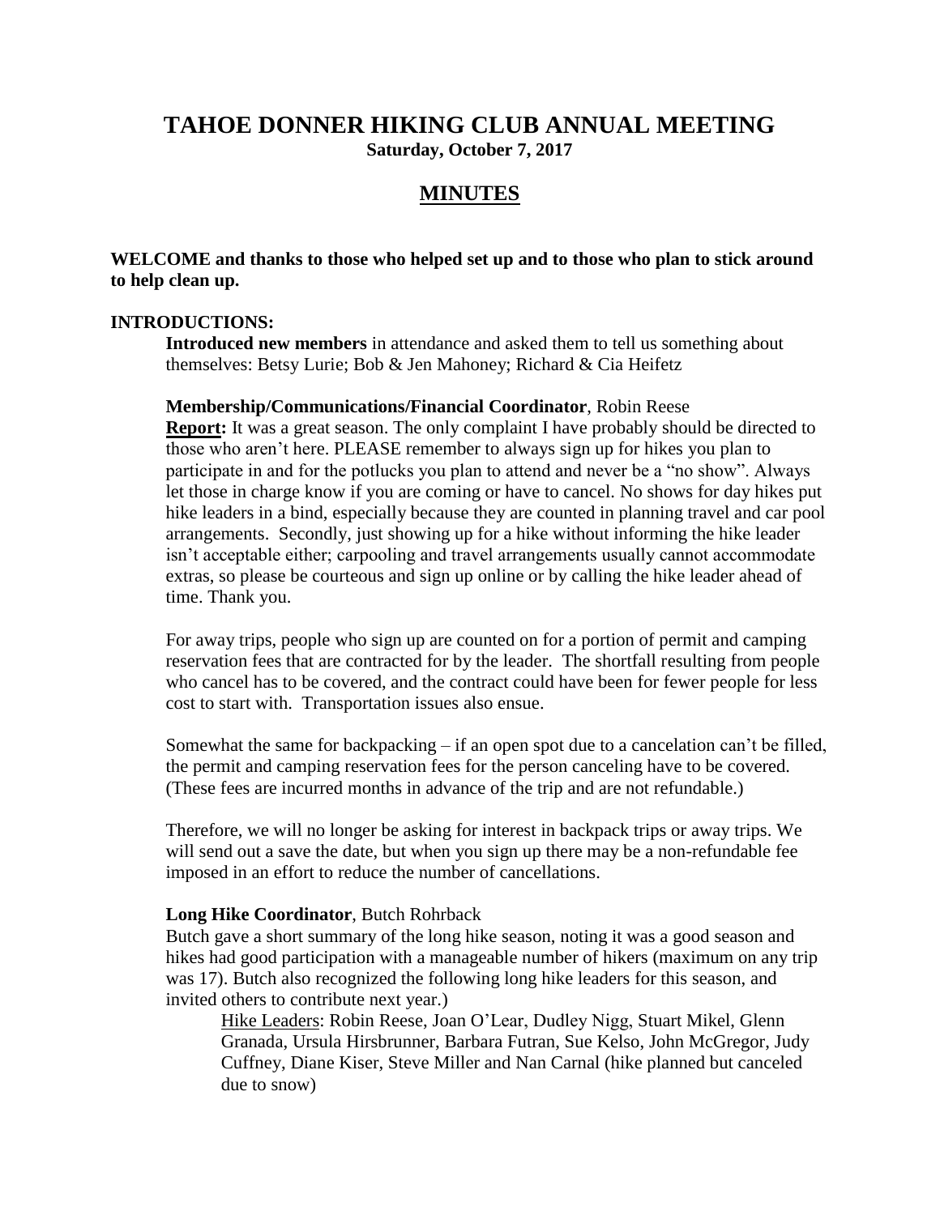# TAHOE DONNER HIKING CLUB ANNUAL MEETING

**Saturday, October 7, 2017**

## MINUTES

**WELCOME and thanks to those who helped set up and to those who plan to stick around to help clean up.**

**INTRODUCTIONS:**

**Introduced new members** in attendance and asked them to tell us something about themselves: Betsy Lurie; Bob & Jen Mahoney; Richard & Cia Heifetz

**Membership/Communications/Financial Coordinator**, Robin Reese

**Report:** It was a great season. The only complaint I have probably should be directed to those who aren't here. PLEASE remember to always sign up for hikes you plan to participate in and for the potlucks you plan to attend and never be a "no show". Always let those in charge know if you are coming or have to cancel. No shows for day hikes put hike leaders in a bind, especially because they are counted in planning travel and car pool arrangements. Secondly, just showing up for a hike without informing the hike leader isn't acceptable either; carpooling and travel arrangements usually cannot accommodate extras, so please be courteous and sign up online or by calling the hike leader ahead of time. Thank you.

For away trips, people who sign up are counted on for a portion of permit and camping reservation fees that are contracted for by the leader. The shortfall resulting from people who cancel has to be covered, and the contract could have been for fewer people for less cost to start with. Transportation issues also ensue.

Somewhat the same for backpacking – if an open spot due to a cancelation can't be filled, the permit and camping reservation fees for the person canceling have to be covered. (These fees are incurred months in advance of the trip and are not refundable.)

Therefore, we will no longer be asking for interest in backpack trips or away trips. We will send out a save the date, but when you sign up there may be a non-refundable fee imposed in an effort to reduce the number of cancellations.

**Long Hike Coordinator**, Butch Rohrback

Butch gave a short summary of the long hike season, noting it was a good season and hikes had good participation with a manageable number of hikers (maximum on any trip was 17). Butch also recognized the following long hike leaders for this season, and invited others to contribute next year.)

Hike Leaders: Robin Reese, Joan O'Lear, Dudley Nigg, Stuart Mikel, Glenn Granada, Ursula Hirsbrunner, Barbara Futran, Sue Kelso, John McGregor, Judy Cuffney, Diane Kiser, Steve Miller and Nan Carnal (hike planned but canceled due to snow)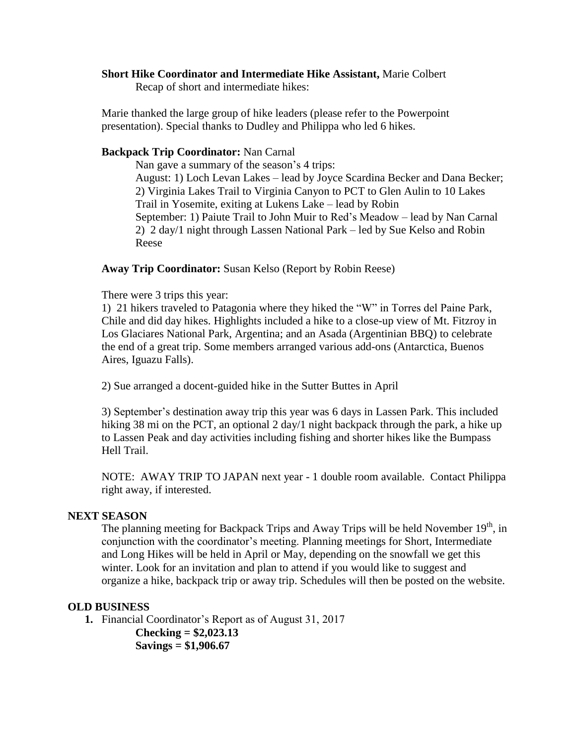**Short Hike Coordinator and Intermediate Hike Assistant,** Marie Colbert

Recap of short and intermediate hikes:

Marie thanked the large group of hike leaders (please refer to the Powerpoint presentation). Special thanks to Dudley and Philippa who led 6 hikes.

**Backpack Trip Coordinator:** Nan Carnal

Nan gave a summary of the season's 4 trips:

August: 1) Loch Levan Lakes – lead by Joyce Scardina Becker and Dana Becker; 2) Virginia Lakes Trail to Virginia Canyon to PCT to Glen Aulin to 10 Lakes Trail in Yosemite, exiting at Lukens Lake – lead by Robin

September: 1) Paiute Trail to John Muir to Red's Meadow – lead by Nan Carnal 2) 2 day/1 night through Lassen National Park – led by Sue Kelso and Robin Reese

**Away Trip Coordinator:** Susan Kelso (Report by Robin Reese)

There were 3 trips this year:

1) 21 hikers traveled to Patagonia where they hiked the "W" in Torres del Paine Park, Chile and did day hikes. Highlights included a hike to a close-up view of Mt. Fitzroy in Los Glaciares National Park, Argentina; and an Asada (Argentinian BBQ) to celebrate the end of a great trip. Some members arranged various add-ons (Antarctica, Buenos Aires, Iguazu Falls).

2) Sue arranged a docent-guided hike in the Sutter Buttes in April

3) September's destination away trip this year was 6 days in Lassen Park. This included hiking 38 mi on the PCT, an optional 2 day/1 night backpack through the park, a hike up to Lassen Peak and day activities including fishing and shorter hikes like the Bumpass Hell Trail.

NOTE: AWAY TRIP TO JAPAN next year - 1 double room available. Contact Philippa right away, if interested.

## NEXT SEASON

The planning meeting for Backpack Trips and Away Trips will be held November 19th, in conjunction with the coordinator's meeting. Planning meetings for Short, Intermediate and Long Hikes will be held in April or May, depending on the snowfall we get this winter. Look for an invitation and plan to attend if you would like to suggest and organize a hike, backpack trip or away trip. Schedules will then be posted on the website.

## OLD BUSINESS

1. Financial Coordinator's Report as of August 31, 2017

   **Checking = $2,023.13**
   **Savings = $1,906.67**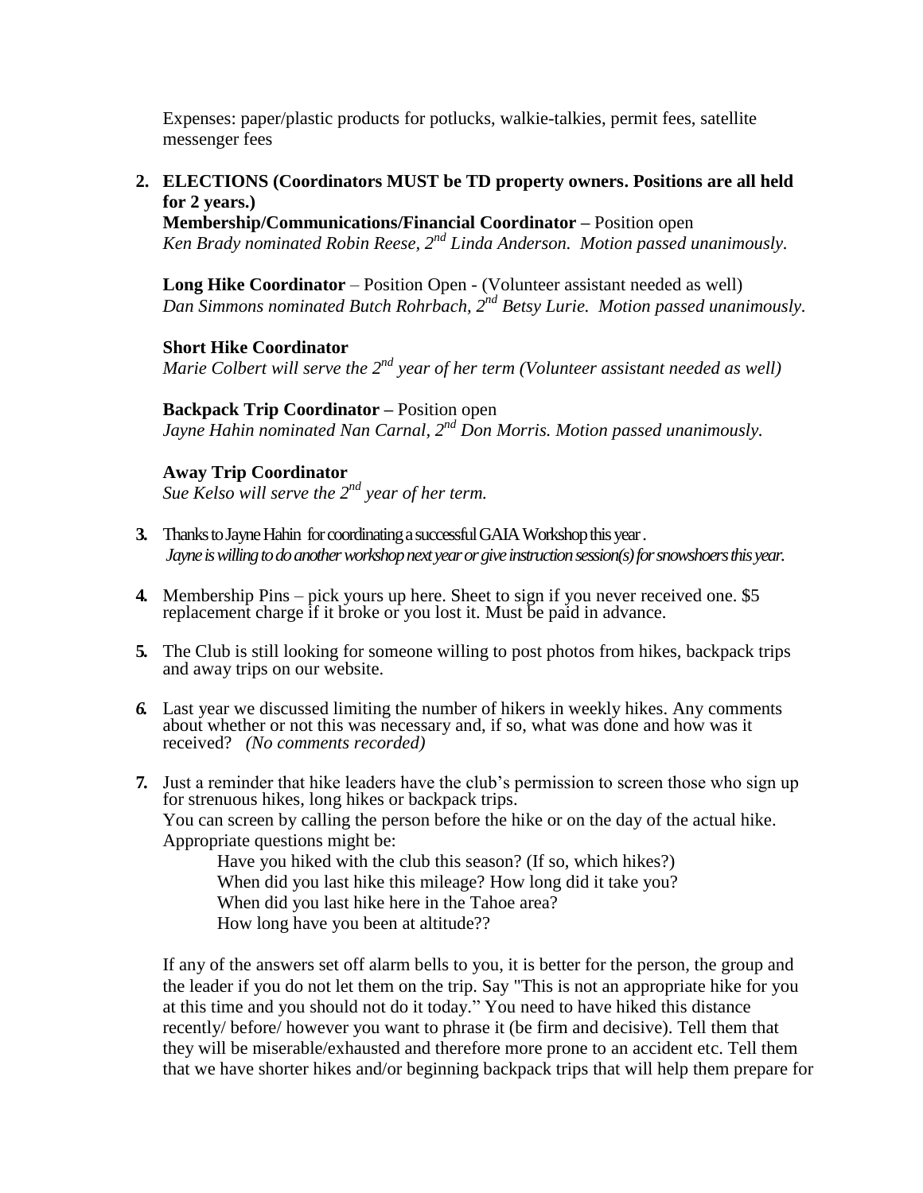Expenses: paper/plastic products for potlucks, walkie-talkies, permit fees, satellite messenger fees

2. **ELECTIONS (Coordinators MUST be TD property owners. Positions are all held for 2 years.)**

   **Membership/Communications/Financial Coordinator –** Position open
   *Ken Brady nominated Robin Reese, 2nd Linda Anderson. Motion passed unanimously.*

   **Long Hike Coordinator** – Position Open - (Volunteer assistant needed as well)
   *Dan Simmons nominated Butch Rohrbach, 2nd Betsy Lurie. Motion passed unanimously.*

   **Short Hike Coordinator**
   *Marie Colbert will serve the 2nd year of her term (Volunteer assistant needed as well)*

   **Backpack Trip Coordinator –** Position open
   *Jayne Hahin nominated Nan Carnal, 2nd Don Morris. Motion passed unanimously.*

   **Away Trip Coordinator**
   *Sue Kelso will serve the 2nd year of her term.*

3. Thanks to Jayne Hahin for coordinating a successful GAIA Workshop this year.
   *Jayne is willing to do another workshop next year or give instruction session(s) for snowshoers this year.*

4. Membership Pins – pick yours up here. Sheet to sign if you never received one. $5 replacement charge if it broke or you lost it. Must be paid in advance.

5. The Club is still looking for someone willing to post photos from hikes, backpack trips and away trips on our website.

6. Last year we discussed limiting the number of hikers in weekly hikes. Any comments about whether or not this was necessary and, if so, what was done and how was it received? *(No comments recorded)*

7. Just a reminder that hike leaders have the club's permission to screen those who sign up for strenuous hikes, long hikes or backpack trips.
   You can screen by calling the person before the hike or on the day of the actual hike. Appropriate questions might be:

   Have you hiked with the club this season? (If so, which hikes?)
   When did you last hike this mileage? How long did it take you?
   When did you last hike here in the Tahoe area?
   How long have you been at altitude??

   If any of the answers set off alarm bells to you, it is better for the person, the group and the leader if you do not let them on the trip. Say "This is not an appropriate hike for you at this time and you should not do it today." You need to have hiked this distance recently/ before/ however you want to phrase it (be firm and decisive). Tell them that they will be miserable/exhausted and therefore more prone to an accident etc. Tell them that we have shorter hikes and/or beginning backpack trips that will help them prepare for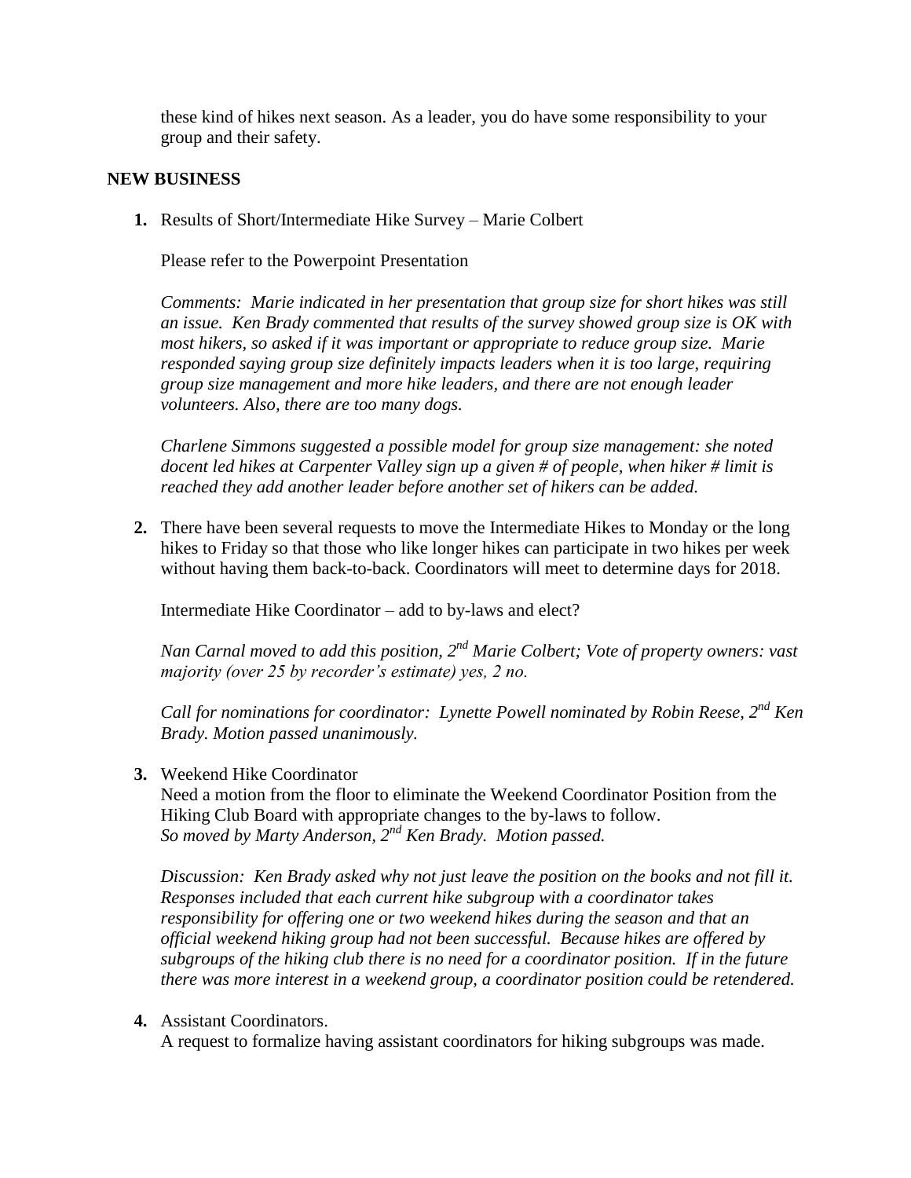these kind of hikes next season. As a leader, you do have some responsibility to your group and their safety.

**NEW BUSINESS**

1. Results of Short/Intermediate Hike Survey – Marie Colbert

   Please refer to the Powerpoint Presentation

   *Comments: Marie indicated in her presentation that group size for short hikes was still an issue. Ken Brady commented that results of the survey showed group size is OK with most hikers, so asked if it was important or appropriate to reduce group size. Marie responded saying group size definitely impacts leaders when it is too large, requiring group size management and more hike leaders, and there are not enough leader volunteers. Also, there are too many dogs.*

   *Charlene Simmons suggested a possible model for group size management: she noted docent led hikes at Carpenter Valley sign up a given # of people, when hiker # limit is reached they add another leader before another set of hikers can be added.*

2. There have been several requests to move the Intermediate Hikes to Monday or the long hikes to Friday so that those who like longer hikes can participate in two hikes per week without having them back-to-back. Coordinators will meet to determine days for 2018.

   Intermediate Hike Coordinator – add to by-laws and elect?

   *Nan Carnal moved to add this position, 2nd Marie Colbert; Vote of property owners: vast majority (over 25 by recorder's estimate) yes, 2 no.*

   *Call for nominations for coordinator: Lynette Powell nominated by Robin Reese, 2nd Ken Brady. Motion passed unanimously.*

3. Weekend Hike Coordinator
   Need a motion from the floor to eliminate the Weekend Coordinator Position from the Hiking Club Board with appropriate changes to the by-laws to follow.
   *So moved by Marty Anderson, 2nd Ken Brady. Motion passed.*

   *Discussion: Ken Brady asked why not just leave the position on the books and not fill it. Responses included that each current hike subgroup with a coordinator takes responsibility for offering one or two weekend hikes during the season and that an official weekend hiking group had not been successful. Because hikes are offered by subgroups of the hiking club there is no need for a coordinator position. If in the future there was more interest in a weekend group, a coordinator position could be retendered.*

4. Assistant Coordinators.
   A request to formalize having assistant coordinators for hiking subgroups was made.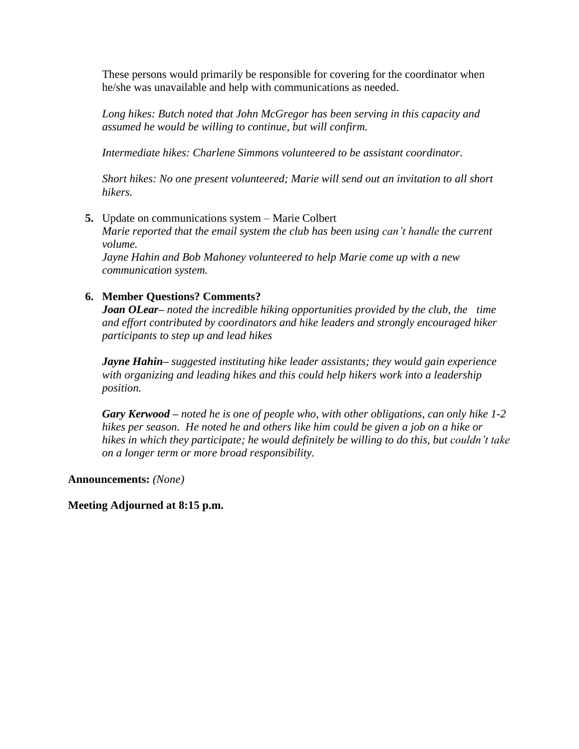These persons would primarily be responsible for covering for the coordinator when he/she was unavailable and help with communications as needed.

*Long hikes: Butch noted that John McGregor has been serving in this capacity and assumed he would be willing to continue, but will confirm.*

*Intermediate hikes: Charlene Simmons volunteered to be assistant coordinator.*

*Short hikes: No one present volunteered; Marie will send out an invitation to all short hikers.*

5. Update on communications system – Marie Colbert
   *Marie reported that the email system the club has been using can't handle the current volume.*
   *Jayne Hahin and Bob Mahoney volunteered to help Marie come up with a new communication system.*

6. **Member Questions? Comments?**
   ***Joan OLear****– noted the incredible hiking opportunities provided by the club, the time and effort contributed by coordinators and hike leaders and strongly encouraged hiker participants to step up and lead hikes*

   ***Jayne Hahin****– suggested instituting hike leader assistants; they would gain experience with organizing and leading hikes and this could help hikers work into a leadership position.*

   ***Gary Kerwood*** *– noted he is one of people who, with other obligations, can only hike 1-2 hikes per season. He noted he and others like him could be given a job on a hike or hikes in which they participate; he would definitely be willing to do this, but couldn't take on a longer term or more broad responsibility.*

**Announcements:** *(None)*

**Meeting Adjourned at 8:15 p.m.**